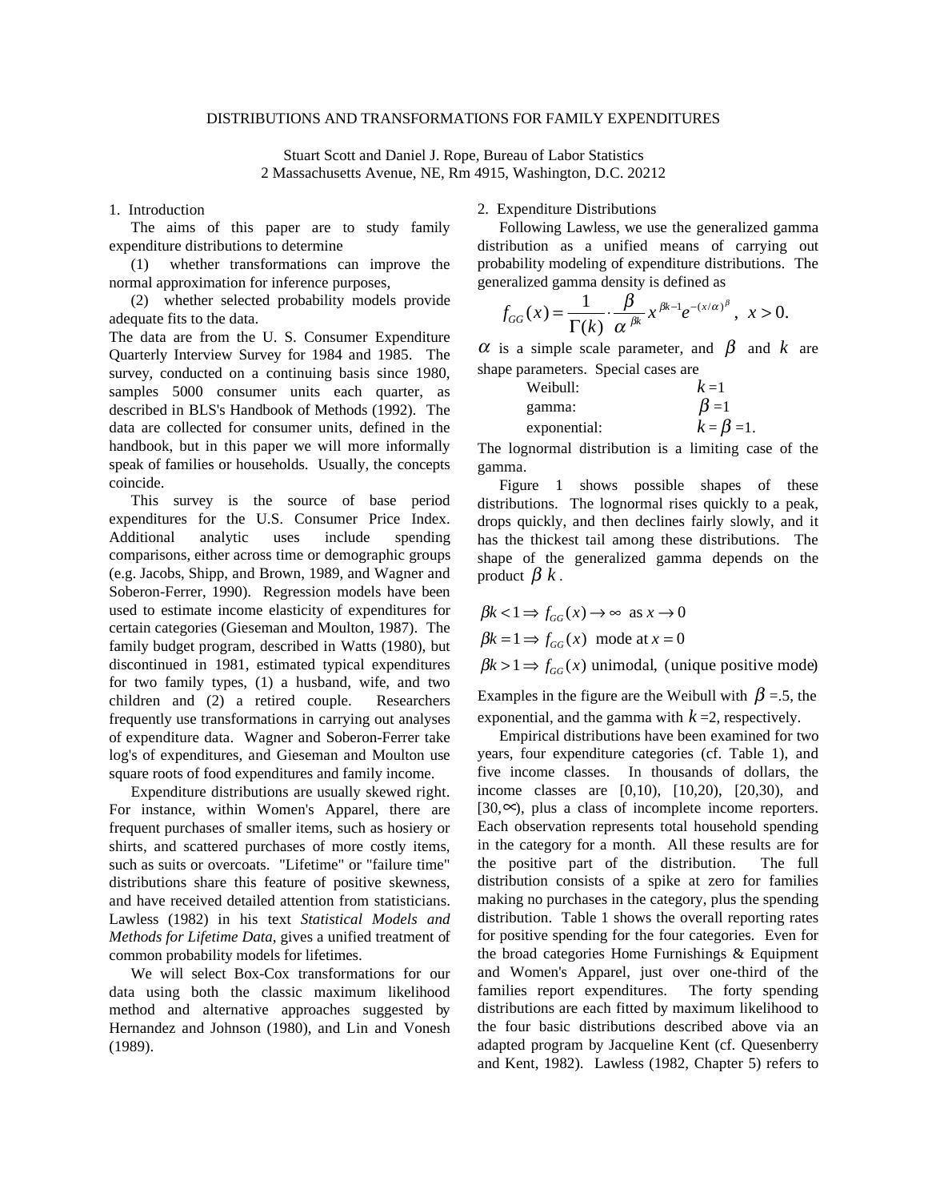# DISTRIBUTIONS AND TRANSFORMATIONS FOR FAMILY EXPENDITURES

Stuart Scott and Daniel J. Rope, Bureau of Labor Statistics
2 Massachusetts Avenue, NE, Rm 4915, Washington, D.C. 20212

## 1. Introduction

The aims of this paper are to study family expenditure distributions to determine

(1) whether transformations can improve the normal approximation for inference purposes,

(2) whether selected probability models provide adequate fits to the data.

The data are from the U. S. Consumer Expenditure Quarterly Interview Survey for 1984 and 1985. The survey, conducted on a continuing basis since 1980, samples 5000 consumer units each quarter, as described in BLS's Handbook of Methods (1992). The data are collected for consumer units, defined in the handbook, but in this paper we will more informally speak of families or households. Usually, the concepts coincide.

This survey is the source of base period expenditures for the U.S. Consumer Price Index. Additional analytic uses include spending comparisons, either across time or demographic groups (e.g. Jacobs, Shipp, and Brown, 1989, and Wagner and Soberon-Ferrer, 1990). Regression models have been used to estimate income elasticity of expenditures for certain categories (Gieseman and Moulton, 1987). The family budget program, described in Watts (1980), but discontinued in 1981, estimated typical expenditures for two family types, (1) a husband, wife, and two children and (2) a retired couple. Researchers frequently use transformations in carrying out analyses of expenditure data. Wagner and Soberon-Ferrer take log's of expenditures, and Gieseman and Moulton use square roots of food expenditures and family income.

Expenditure distributions are usually skewed right. For instance, within Women's Apparel, there are frequent purchases of smaller items, such as hosiery or shirts, and scattered purchases of more costly items, such as suits or overcoats. "Lifetime" or "failure time" distributions share this feature of positive skewness, and have received detailed attention from statisticians. Lawless (1982) in his text *Statistical Models and Methods for Lifetime Data*, gives a unified treatment of common probability models for lifetimes.

We will select Box-Cox transformations for our data using both the classic maximum likelihood method and alternative approaches suggested by Hernandez and Johnson (1980), and Lin and Vonesh (1989).

## 2. Expenditure Distributions

Following Lawless, we use the generalized gamma distribution as a unified means of carrying out probability modeling of expenditure distributions. The generalized gamma density is defined as

$$f_{GG}(x) = \frac{1}{\Gamma(k)} \cdot \frac{\beta}{\alpha^{\beta k}} x^{\beta k - 1} e^{-(x/\alpha)^{\beta}}, \ \ x > 0.$$

$\alpha$ is a simple scale parameter, and $\beta$ and $k$ are shape parameters. Special cases are

| | |
|---|---|
| Weibull: | $k = 1$ |
| gamma: | $\beta = 1$ |
| exponential: | $k = \beta = 1.$ |

The lognormal distribution is a limiting case of the gamma.

Figure 1 shows possible shapes of these distributions. The lognormal rises quickly to a peak, drops quickly, and then declines fairly slowly, and it has the thickest tail among these distributions. The shape of the generalized gamma depends on the product $\beta k$.

$$\beta k < 1 \Rightarrow f_{GG}(x) \to \infty \ \text{ as } x \to 0$$

$$\beta k = 1 \Rightarrow f_{GG}(x) \ \text{ mode at } x = 0$$

$$\beta k > 1 \Rightarrow f_{GG}(x) \ \text{unimodal, (unique positive mode)}$$

Examples in the figure are the Weibull with $\beta = .5$, the exponential, and the gamma with $k = 2$, respectively.

Empirical distributions have been examined for two years, four expenditure categories (cf. Table 1), and five income classes. In thousands of dollars, the income classes are [0,10), [10,20), [20,30), and [30,∞), plus a class of incomplete income reporters. Each observation represents total household spending in the category for a month. All these results are for the positive part of the distribution. The full distribution consists of a spike at zero for families making no purchases in the category, plus the spending distribution. Table 1 shows the overall reporting rates for positive spending for the four categories. Even for the broad categories Home Furnishings & Equipment and Women's Apparel, just over one-third of the families report expenditures. The forty spending distributions are each fitted by maximum likelihood to the four basic distributions described above via an adapted program by Jacqueline Kent (cf. Quesenberry and Kent, 1982). Lawless (1982, Chapter 5) refers to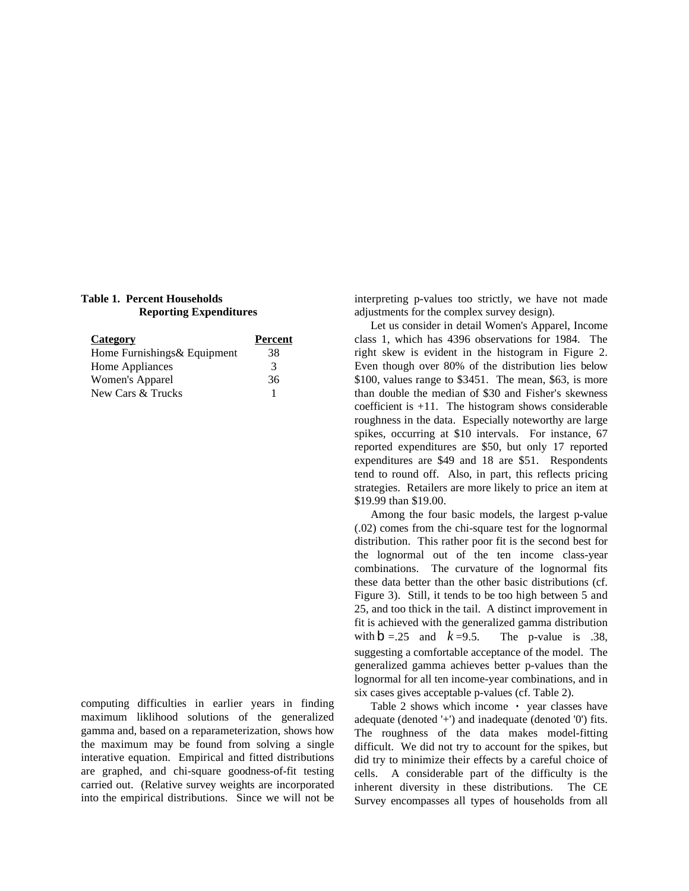**Table 1. Percent Households Reporting Expenditures**

| Category | Percent |
| --- | --- |
| Home Furnishings& Equipment | 38 |
| Home Appliances | 3 |
| Women's Apparel | 36 |
| New Cars & Trucks | 1 |

computing difficulties in earlier years in finding maximum liklihood solutions of the generalized gamma and, based on a reparameterization, shows how the maximum may be found from solving a single interative equation. Empirical and fitted distributions are graphed, and chi-square goodness-of-fit testing carried out. (Relative survey weights are incorporated into the empirical distributions. Since we will not be interpreting p-values too strictly, we have not made adjustments for the complex survey design).

Let us consider in detail Women's Apparel, Income class 1, which has 4396 observations for 1984. The right skew is evident in the histogram in Figure 2. Even though over 80% of the distribution lies below \$100, values range to \$3451. The mean, \$63, is more than double the median of \$30 and Fisher's skewness coefficient is +11. The histogram shows considerable roughness in the data. Especially noteworthy are large spikes, occurring at \$10 intervals. For instance, 67 reported expenditures are \$50, but only 17 reported expenditures are \$49 and 18 are \$51. Respondents tend to round off. Also, in part, this reflects pricing strategies. Retailers are more likely to price an item at \$19.99 than \$19.00.

Among the four basic models, the largest p-value (.02) comes from the chi-square test for the lognormal distribution. This rather poor fit is the second best for the lognormal out of the ten income class-year combinations. The curvature of the lognormal fits these data better than the other basic distributions (cf. Figure 3). Still, it tends to be too high between 5 and 25, and too thick in the tail. A distinct improvement in fit is achieved with the generalized gamma distribution with $b$ =.25 and $k$ =9.5. The p-value is .38, suggesting a comfortable acceptance of the model. The generalized gamma achieves better p-values than the lognormal for all ten income-year combinations, and in six cases gives acceptable p-values (cf. Table 2).

Table 2 shows which income · year classes have adequate (denoted '+') and inadequate (denoted '0') fits. The roughness of the data makes model-fitting difficult. We did not try to account for the spikes, but did try to minimize their effects by a careful choice of cells. A considerable part of the difficulty is the inherent diversity in these distributions. The CE Survey encompasses all types of households from all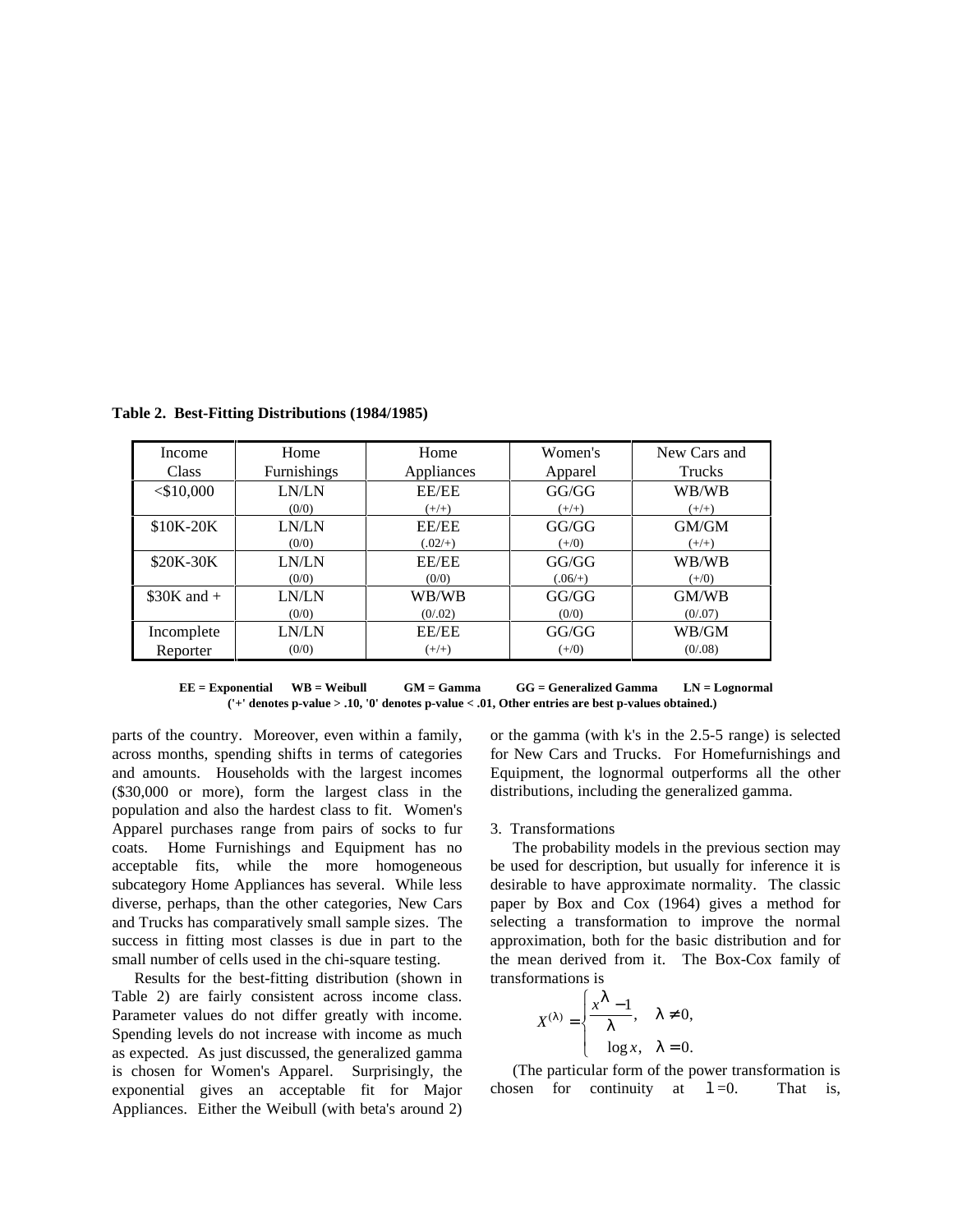**Table 2. Best-Fitting Distributions (1984/1985)**

| Income Class | Home Furnishings | Home Appliances | Women's Apparel | New Cars and Trucks |
|---|---|---|---|---|
| <$10,000 | LN/LN (0/0) | EE/EE (+/+) | GG/GG (+/+) | WB/WB (+/+) |
| $10K-20K | LN/LN (0/0) | EE/EE (.02/+) | GG/GG (+/0) | GM/GM (+/+) |
| $20K-30K | LN/LN (0/0) | EE/EE (0/0) | GG/GG (.06/+) | WB/WB (+/0) |
| $30K and + | LN/LN (0/0) | WB/WB (0/.02) | GG/GG (0/0) | GM/WB (0/.07) |
| Incomplete Reporter | LN/LN (0/0) | EE/EE (+/+) | GG/GG (+/0) | WB/GM (0/.08) |

**EE = Exponential  WB = Weibull  GM = Gamma  GG = Generalized Gamma  LN = Lognormal**
**('+' denotes p-value > .10, '0' denotes p-value < .01, Other entries are best p-values obtained.)**

parts of the country. Moreover, even within a family, across months, spending shifts in terms of categories and amounts. Households with the largest incomes ($30,000 or more), form the largest class in the population and also the hardest class to fit. Women's Apparel purchases range from pairs of socks to fur coats. Home Furnishings and Equipment has no acceptable fits, while the more homogeneous subcategory Home Appliances has several. While less diverse, perhaps, than the other categories, New Cars and Trucks has comparatively small sample sizes. The success in fitting most classes is due in part to the small number of cells used in the chi-square testing.

Results for the best-fitting distribution (shown in Table 2) are fairly consistent across income class. Parameter values do not differ greatly with income. Spending levels do not increase with income as much as expected. As just discussed, the generalized gamma is chosen for Women's Apparel. Surprisingly, the exponential gives an acceptable fit for Major Appliances. Either the Weibull (with beta's around 2) or the gamma (with k's in the 2.5-5 range) is selected for New Cars and Trucks. For Homefurnishings and Equipment, the lognormal outperforms all the other distributions, including the generalized gamma.

3. Transformations

The probability models in the previous section may be used for description, but usually for inference it is desirable to have approximate normality. The classic paper by Box and Cox (1964) gives a method for selecting a transformation to improve the normal approximation, both for the basic distribution and for the mean derived from it. The Box-Cox family of transformations is

$$X^{(\lambda)} = \begin{cases} \dfrac{x^{\lambda} - 1}{\lambda}, & \lambda \neq 0, \\ \log x, & \lambda = 0. \end{cases}$$

(The particular form of the power transformation is chosen for continuity at $\lambda = 0$. That is,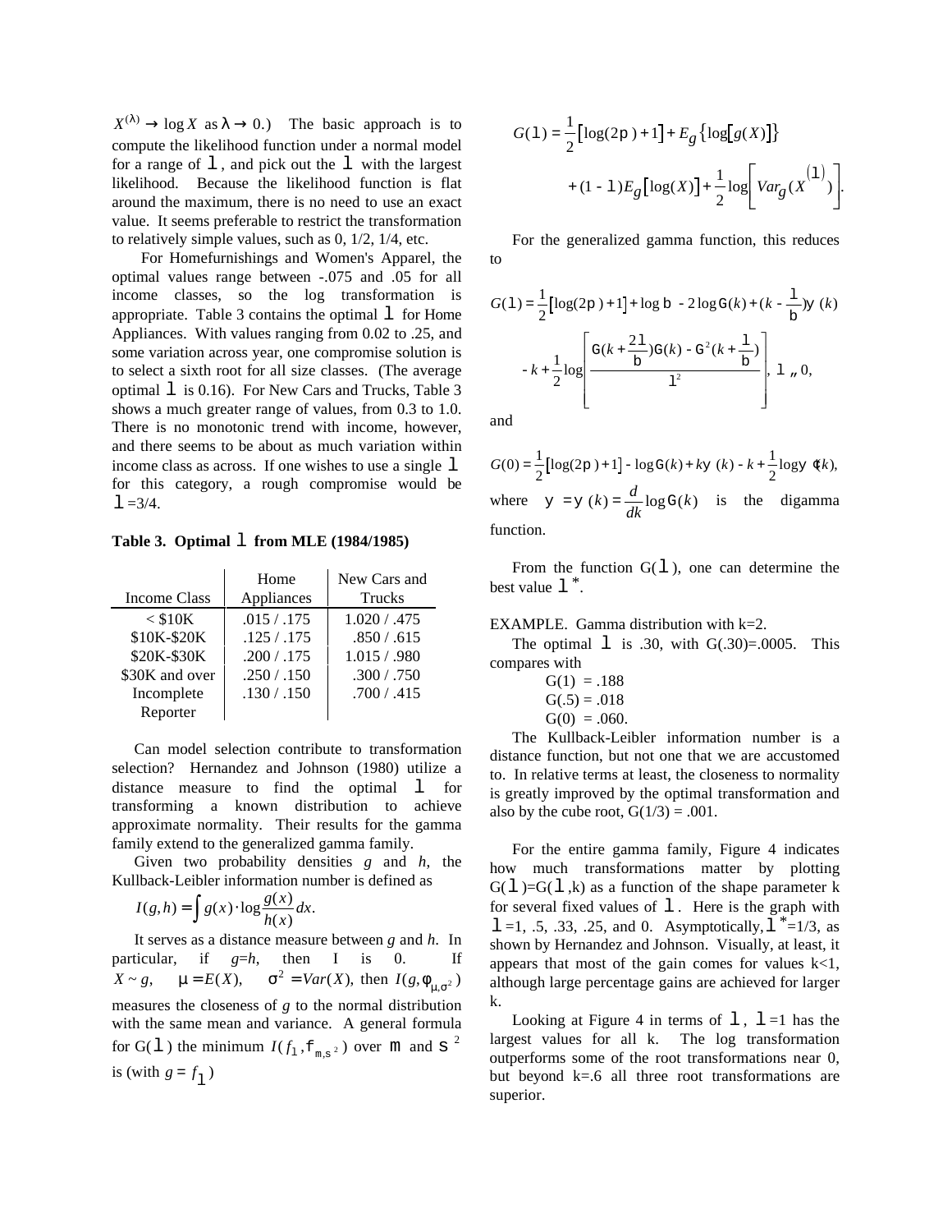$X^{(\lambda)} \to \log X$ as $\lambda \to 0$.) The basic approach is to compute the likelihood function under a normal model for a range of $\lambda$, and pick out the $\lambda$ with the largest likelihood. Because the likelihood function is flat around the maximum, there is no need to use an exact value. It seems preferable to restrict the transformation to relatively simple values, such as 0, 1/2, 1/4, etc.

For Homefurnishings and Women's Apparel, the optimal values range between -.075 and .05 for all income classes, so the log transformation is appropriate. Table 3 contains the optimal $\lambda$ for Home Appliances. With values ranging from 0.02 to .25, and some variation across year, one compromise solution is to select a sixth root for all size classes. (The average optimal $\lambda$ is 0.16). For New Cars and Trucks, Table 3 shows a much greater range of values, from 0.3 to 1.0. There is no monotonic trend with income, however, and there seems to be about as much variation within income class as across. If one wishes to use a single $\lambda$ for this category, a rough compromise would be $\lambda$=3/4.

**Table 3. Optimal $\lambda$ from MLE (1984/1985)**

| Income Class | Home Appliances | New Cars and Trucks |
|---|---|---|
| < $10K | .015 / .175 | 1.020 / .475 |
| $10K-$20K | .125 / .175 | .850 / .615 |
| $20K-$30K | .200 / .175 | 1.015 / .980 |
| $30K and over | .250 / .150 | .300 / .750 |
| Incomplete Reporter | .130 / .150 | .700 / .415 |

Can model selection contribute to transformation selection? Hernandez and Johnson (1980) utilize a distance measure to find the optimal $\lambda$ for transforming a known distribution to achieve approximate normality. Their results for the gamma family extend to the generalized gamma family.

Given two probability densities *g* and *h*, the Kullback-Leibler information number is defined as

$$I(g,h) = \int g(x) \cdot \log \frac{g(x)}{h(x)} dx.$$

It serves as a distance measure between *g* and *h*. In particular, if *g*=*h*, then I is 0. If $X \sim g$, $\mu = E(X)$, $\sigma^2 = Var(X)$, then $I(g, \phi_{\mu,\sigma^2})$ measures the closeness of *g* to the normal distribution with the same mean and variance. A general formula for G($\lambda$) the minimum $I(f_\lambda, \phi_{\mu,\sigma^2})$ over $\mu$ and $\sigma^2$ is (with $g = f_\lambda$)

$$G(\lambda) = \frac{1}{2}\left[\log(2\pi) + 1\right] + E_g\left\{\log\left[g(X)\right]\right\} + (1-\lambda)E_g\left[\log(X)\right] + \frac{1}{2}\log\left[Var_g(X^{(\lambda)})\right].$$

For the generalized gamma function, this reduces to

$$G(\lambda) = \frac{1}{2}\left[\log(2\pi) + 1\right] + \log\beta - 2\log\Gamma(k) + (k - \frac{\lambda}{\beta})\psi(k) - k + \frac{1}{2}\log\left[\frac{\Gamma(k + \frac{2\lambda}{\beta})\Gamma(k) - \Gamma^2(k + \frac{\lambda}{\beta})}{\lambda^2}\right], \ \lambda \neq 0,$$

and

$$G(0) = \frac{1}{2}\left[\log(2\pi) + 1\right] - \log\Gamma(k) + k\psi(k) - k + \frac{1}{2}\log\psi'(k),$$

where $\psi = \psi(k) = \frac{d}{dk}\log\Gamma(k)$ is the digamma function.

From the function G($\lambda$), one can determine the best value $\lambda^*$.

EXAMPLE. Gamma distribution with k=2.

The optimal $\lambda$ is .30, with G(.30)=.0005. This compares with

G(1) = .188
G(.5) = .018
G(0) = .060.

The Kullback-Leibler information number is a distance function, but not one that we are accustomed to. In relative terms at least, the closeness to normality is greatly improved by the optimal transformation and also by the cube root, G(1/3) = .001.

For the entire gamma family, Figure 4 indicates how much transformations matter by plotting G($\lambda$)=G($\lambda$,k) as a function of the shape parameter k for several fixed values of $\lambda$. Here is the graph with $\lambda$=1, .5, .33, .25, and 0. Asymptotically, $\lambda^*$=1/3, as shown by Hernandez and Johnson. Visually, at least, it appears that most of the gain comes for values k<1, although large percentage gains are achieved for larger k.

Looking at Figure 4 in terms of $\lambda$, $\lambda$=1 has the largest values for all k. The log transformation outperforms some of the root transformations near 0, but beyond k=.6 all three root transformations are superior.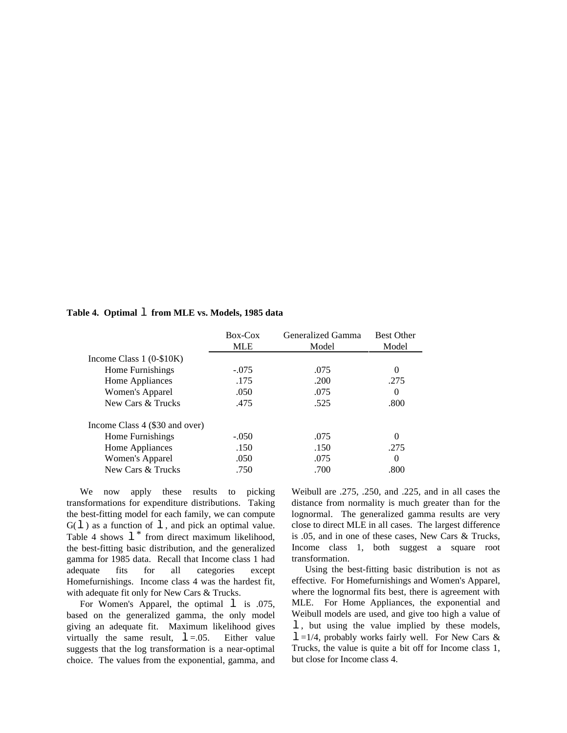**Table 4. Optimal $\lambda$ from MLE vs. Models, 1985 data**

| | Box-Cox MLE | Generalized Gamma Model | Best Other Model |
|---|---|---|---|
| Income Class 1 (0-$10K) | | | |
| Home Furnishings | -.075 | .075 | 0 |
| Home Appliances | .175 | .200 | .275 |
| Women's Apparel | .050 | .075 | 0 |
| New Cars & Trucks | .475 | .525 | .800 |
| Income Class 4 ($30 and over) | | | |
| Home Furnishings | -.050 | .075 | 0 |
| Home Appliances | .150 | .150 | .275 |
| Women's Apparel | .050 | .075 | 0 |
| New Cars & Trucks | .750 | .700 | .800 |

We now apply these results to picking transformations for expenditure distributions. Taking the best-fitting model for each family, we can compute $G(\lambda)$ as a function of $\lambda$, and pick an optimal value. Table 4 shows $\lambda^*$ from direct maximum likelihood, the best-fitting basic distribution, and the generalized gamma for 1985 data. Recall that Income class 1 had adequate fits for all categories except Homefurnishings. Income class 4 was the hardest fit, with adequate fit only for New Cars & Trucks.

For Women's Apparel, the optimal $\lambda$ is .075, based on the generalized gamma, the only model giving an adequate fit. Maximum likelihood gives virtually the same result, $\lambda$=.05. Either value suggests that the log transformation is a near-optimal choice. The values from the exponential, gamma, and Weibull are .275, .250, and .225, and in all cases the distance from normality is much greater than for the lognormal. The generalized gamma results are very close to direct MLE in all cases. The largest difference is .05, and in one of these cases, New Cars & Trucks, Income class 1, both suggest a square root transformation.

Using the best-fitting basic distribution is not as effective. For Homefurnishings and Women's Apparel, where the lognormal fits best, there is agreement with MLE. For Home Appliances, the exponential and Weibull models are used, and give too high a value of $\lambda$, but using the value implied by these models, $\lambda$=1/4, probably works fairly well. For New Cars & Trucks, the value is quite a bit off for Income class 1, but close for Income class 4.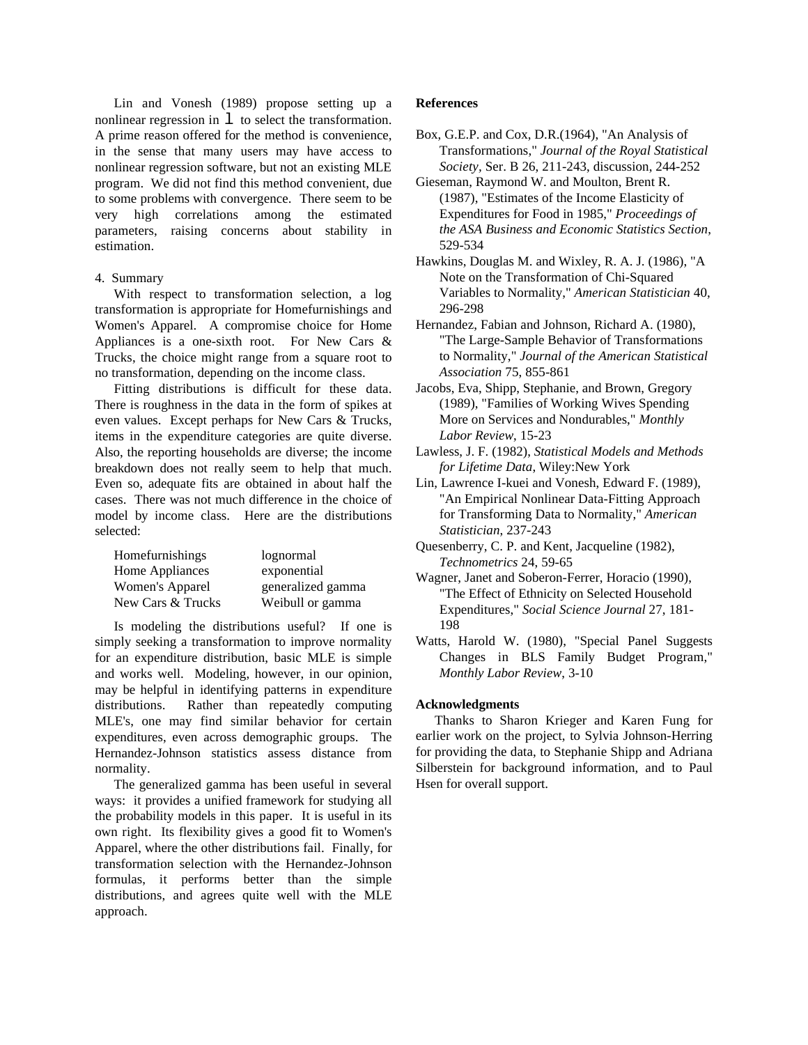Lin and Vonesh (1989) propose setting up a nonlinear regression in $\lambda$ to select the transformation. A prime reason offered for the method is convenience, in the sense that many users may have access to nonlinear regression software, but not an existing MLE program. We did not find this method convenient, due to some problems with convergence. There seem to be very high correlations among the estimated parameters, raising concerns about stability in estimation.

## 4. Summary

With respect to transformation selection, a log transformation is appropriate for Homefurnishings and Women's Apparel. A compromise choice for Home Appliances is a one-sixth root. For New Cars & Trucks, the choice might range from a square root to no transformation, depending on the income class.

Fitting distributions is difficult for these data. There is roughness in the data in the form of spikes at even values. Except perhaps for New Cars & Trucks, items in the expenditure categories are quite diverse. Also, the reporting households are diverse; the income breakdown does not really seem to help that much. Even so, adequate fits are obtained in about half the cases. There was not much difference in the choice of model by income class. Here are the distributions selected:

| | |
|---|---|
| Homefurnishings | lognormal |
| Home Appliances | exponential |
| Women's Apparel | generalized gamma |
| New Cars & Trucks | Weibull or gamma |

Is modeling the distributions useful? If one is simply seeking a transformation to improve normality for an expenditure distribution, basic MLE is simple and works well. Modeling, however, in our opinion, may be helpful in identifying patterns in expenditure distributions. Rather than repeatedly computing MLE's, one may find similar behavior for certain expenditures, even across demographic groups. The Hernandez-Johnson statistics assess distance from normality.

The generalized gamma has been useful in several ways: it provides a unified framework for studying all the probability models in this paper. It is useful in its own right. Its flexibility gives a good fit to Women's Apparel, where the other distributions fail. Finally, for transformation selection with the Hernandez-Johnson formulas, it performs better than the simple distributions, and agrees quite well with the MLE approach.

## References

Box, G.E.P. and Cox, D.R.(1964), "An Analysis of Transformations," *Journal of the Royal Statistical Society*, Ser. B 26, 211-243, discussion, 244-252

Gieseman, Raymond W. and Moulton, Brent R. (1987), "Estimates of the Income Elasticity of Expenditures for Food in 1985," *Proceedings of the ASA Business and Economic Statistics Section*, 529-534

Hawkins, Douglas M. and Wixley, R. A. J. (1986), "A Note on the Transformation of Chi-Squared Variables to Normality," *American Statistician* 40, 296-298

Hernandez, Fabian and Johnson, Richard A. (1980), "The Large-Sample Behavior of Transformations to Normality," *Journal of the American Statistical Association* 75, 855-861

Jacobs, Eva, Shipp, Stephanie, and Brown, Gregory (1989), "Families of Working Wives Spending More on Services and Nondurables," *Monthly Labor Review*, 15-23

Lawless, J. F. (1982), *Statistical Models and Methods for Lifetime Data*, Wiley:New York

Lin, Lawrence I-kuei and Vonesh, Edward F. (1989), "An Empirical Nonlinear Data-Fitting Approach for Transforming Data to Normality," *American Statistician*, 237-243

Quesenberry, C. P. and Kent, Jacqueline (1982), *Technometrics* 24, 59-65

Wagner, Janet and Soberon-Ferrer, Horacio (1990), "The Effect of Ethnicity on Selected Household Expenditures," *Social Science Journal* 27, 181-198

Watts, Harold W. (1980), "Special Panel Suggests Changes in BLS Family Budget Program," *Monthly Labor Review*, 3-10

## Acknowledgments

Thanks to Sharon Krieger and Karen Fung for earlier work on the project, to Sylvia Johnson-Herring for providing the data, to Stephanie Shipp and Adriana Silberstein for background information, and to Paul Hsen for overall support.